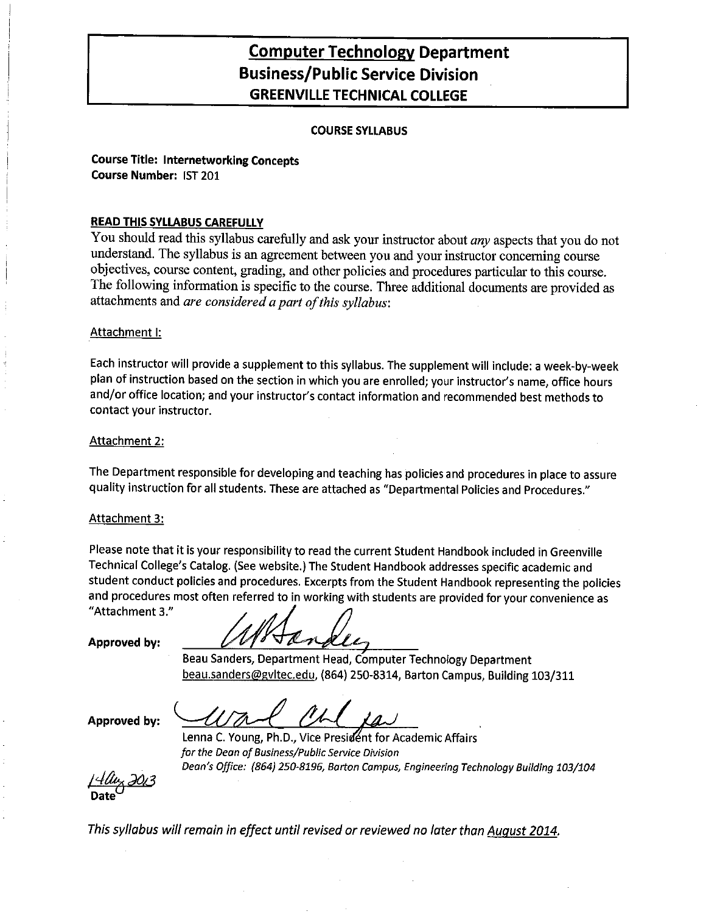# Computer Technology Department
## Business/Public Service Division
### GREENVILLE TECHNICAL COLLEGE

**COURSE SYLLABUS**

**Course Title: Internetworking Concepts**
**Course Number:** IST 201

**READ THIS SYLLABUS CAREFULLY**

You should read this syllabus carefully and ask your instructor about *any* aspects that you do not understand. The syllabus is an agreement between you and your instructor concerning course objectives, course content, grading, and other policies and procedures particular to this course. The following information is specific to the course. Three additional documents are provided as attachments and *are considered a part of this syllabus*:

Attachment I:

Each instructor will provide a supplement to this syllabus. The supplement will include: a week-by-week plan of instruction based on the section in which you are enrolled; your instructor's name, office hours and/or office location; and your instructor's contact information and recommended best methods to contact your instructor.

Attachment 2:

The Department responsible for developing and teaching has policies and procedures in place to assure quality instruction for all students. These are attached as "Departmental Policies and Procedures."

Attachment 3:

Please note that it is your responsibility to read the current Student Handbook included in Greenville Technical College's Catalog. (See website.) The Student Handbook addresses specific academic and student conduct policies and procedures. Excerpts from the Student Handbook representing the policies and procedures most often referred to in working with students are provided for your convenience as "Attachment 3."

**Approved by:** ______________________
Beau Sanders, Department Head, Computer Technology Department
beau.sanders@gvltec.edu, (864) 250-8314, Barton Campus, Building 103/311

**Approved by:** ______________________
Lenna C. Young, Ph.D., Vice President for Academic Affairs
*for the Dean of Business/Public Service Division*
*Dean's Office: (864) 250-8196, Barton Campus, Engineering Technology Building 103/104*

14 Aug 2013
**Date**

*This syllabus will remain in effect until revised or reviewed no later than August 2014.*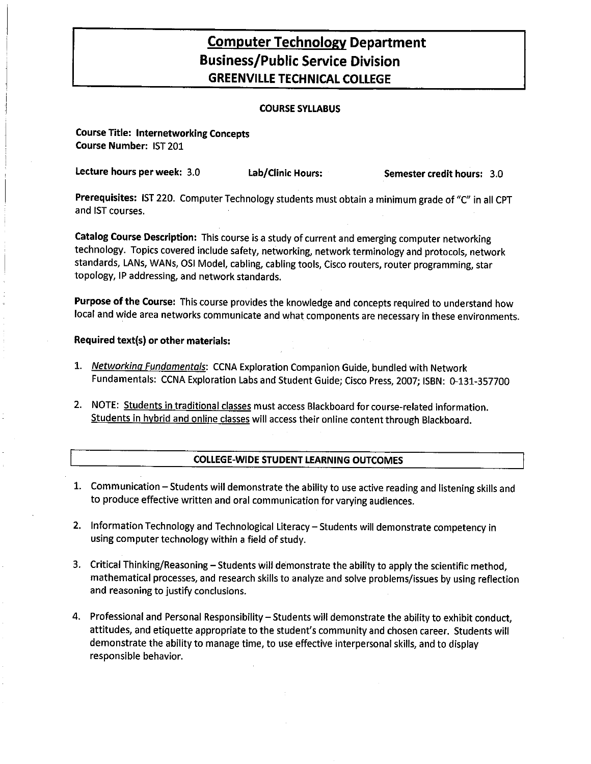# Computer Technology Department
## Business/Public Service Division
## GREENVILLE TECHNICAL COLLEGE

### COURSE SYLLABUS

**Course Title: Internetworking Concepts**
**Course Number:** IST 201

**Lecture hours per week:** 3.0 **Lab/Clinic Hours:** **Semester credit hours:** 3.0

**Prerequisites:** IST 220. Computer Technology students must obtain a minimum grade of "C" in all CPT and IST courses.

**Catalog Course Description:** This course is a study of current and emerging computer networking technology. Topics covered include safety, networking, network terminology and protocols, network standards, LANs, WANs, OSI Model, cabling, cabling tools, Cisco routers, router programming, star topology, IP addressing, and network standards.

**Purpose of the Course:** This course provides the knowledge and concepts required to understand how local and wide area networks communicate and what components are necessary in these environments.

**Required text(s) or other materials:**

1. *Networking Fundamentals*: CCNA Exploration Companion Guide, bundled with Network Fundamentals: CCNA Exploration Labs and Student Guide; Cisco Press, 2007; ISBN: 0-131-357700

2. NOTE: Students in traditional classes must access Blackboard for course-related information. Students in hybrid and online classes will access their online content through Blackboard.

### COLLEGE-WIDE STUDENT LEARNING OUTCOMES

1. Communication – Students will demonstrate the ability to use active reading and listening skills and to produce effective written and oral communication for varying audiences.

2. Information Technology and Technological Literacy – Students will demonstrate competency in using computer technology within a field of study.

3. Critical Thinking/Reasoning – Students will demonstrate the ability to apply the scientific method, mathematical processes, and research skills to analyze and solve problems/issues by using reflection and reasoning to justify conclusions.

4. Professional and Personal Responsibility – Students will demonstrate the ability to exhibit conduct, attitudes, and etiquette appropriate to the student's community and chosen career. Students will demonstrate the ability to manage time, to use effective interpersonal skills, and to display responsible behavior.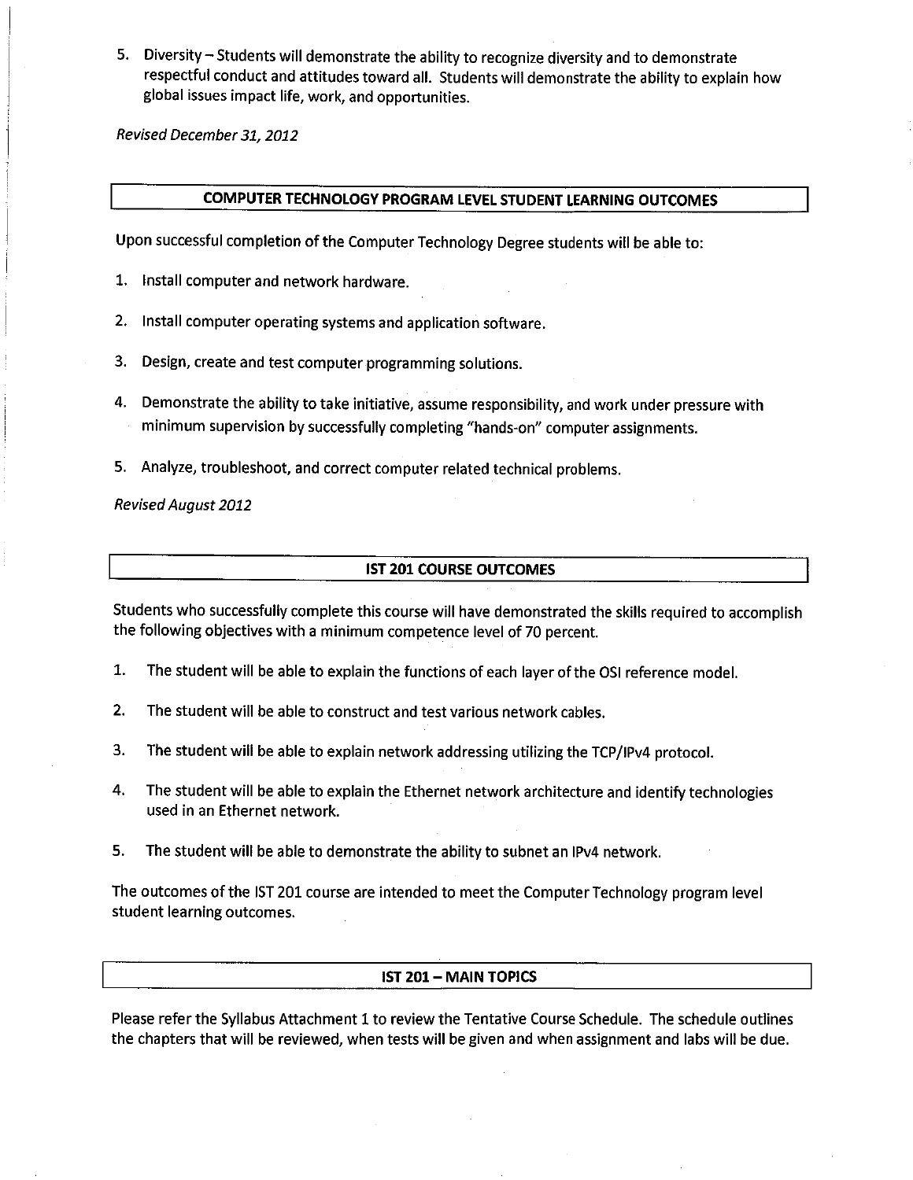5. Diversity – Students will demonstrate the ability to recognize diversity and to demonstrate respectful conduct and attitudes toward all. Students will demonstrate the ability to explain how global issues impact life, work, and opportunities.

*Revised December 31, 2012*

## COMPUTER TECHNOLOGY PROGRAM LEVEL STUDENT LEARNING OUTCOMES

Upon successful completion of the Computer Technology Degree students will be able to:

1. Install computer and network hardware.
2. Install computer operating systems and application software.
3. Design, create and test computer programming solutions.
4. Demonstrate the ability to take initiative, assume responsibility, and work under pressure with minimum supervision by successfully completing "hands-on" computer assignments.
5. Analyze, troubleshoot, and correct computer related technical problems.

*Revised August 2012*

## IST 201 COURSE OUTCOMES

Students who successfully complete this course will have demonstrated the skills required to accomplish the following objectives with a minimum competence level of 70 percent.

1. The student will be able to explain the functions of each layer of the OSI reference model.
2. The student will be able to construct and test various network cables.
3. The student will be able to explain network addressing utilizing the TCP/IPv4 protocol.
4. The student will be able to explain the Ethernet network architecture and identify technologies used in an Ethernet network.
5. The student will be able to demonstrate the ability to subnet an IPv4 network.

The outcomes of the IST 201 course are intended to meet the Computer Technology program level student learning outcomes.

## IST 201 – MAIN TOPICS

Please refer the Syllabus Attachment 1 to review the Tentative Course Schedule. The schedule outlines the chapters that will be reviewed, when tests will be given and when assignment and labs will be due.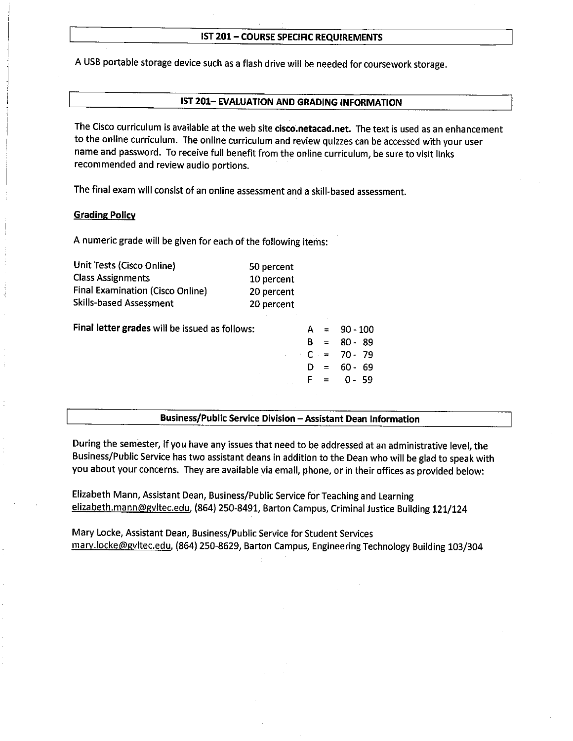## IST 201 – COURSE SPECIFIC REQUIREMENTS

A USB portable storage device such as a flash drive will be needed for coursework storage.

## IST 201– EVALUATION AND GRADING INFORMATION

The Cisco curriculum is available at the web site **cisco.netacad.net.** The text is used as an enhancement to the online curriculum. The online curriculum and review quizzes can be accessed with your user name and password. To receive full benefit from the online curriculum, be sure to visit links recommended and review audio portions.

The final exam will consist of an online assessment and a skill-based assessment.

### Grading Policy

A numeric grade will be given for each of the following items:

| Item | Weight |
|---|---|
| Unit Tests (Cisco Online) | 50 percent |
| Class Assignments | 10 percent |
| Final Examination (Cisco Online) | 20 percent |
| Skills-based Assessment | 20 percent |

**Final letter grades** will be issued as follows:

| Grade | | Range |
|---|---|---|
| A | = | 90 - 100 |
| B | = | 80 - 89 |
| C | = | 70 - 79 |
| D | = | 60 - 69 |
| F | = | 0 - 59 |

## Business/Public Service Division – Assistant Dean Information

During the semester, if you have any issues that need to be addressed at an administrative level, the Business/Public Service has two assistant deans in addition to the Dean who will be glad to speak with you about your concerns. They are available via email, phone, or in their offices as provided below:

Elizabeth Mann, Assistant Dean, Business/Public Service for Teaching and Learning
elizabeth.mann@gvltec.edu, (864) 250-8491, Barton Campus, Criminal Justice Building 121/124

Mary Locke, Assistant Dean, Business/Public Service for Student Services
mary.locke@gvltec.edu, (864) 250-8629, Barton Campus, Engineering Technology Building 103/304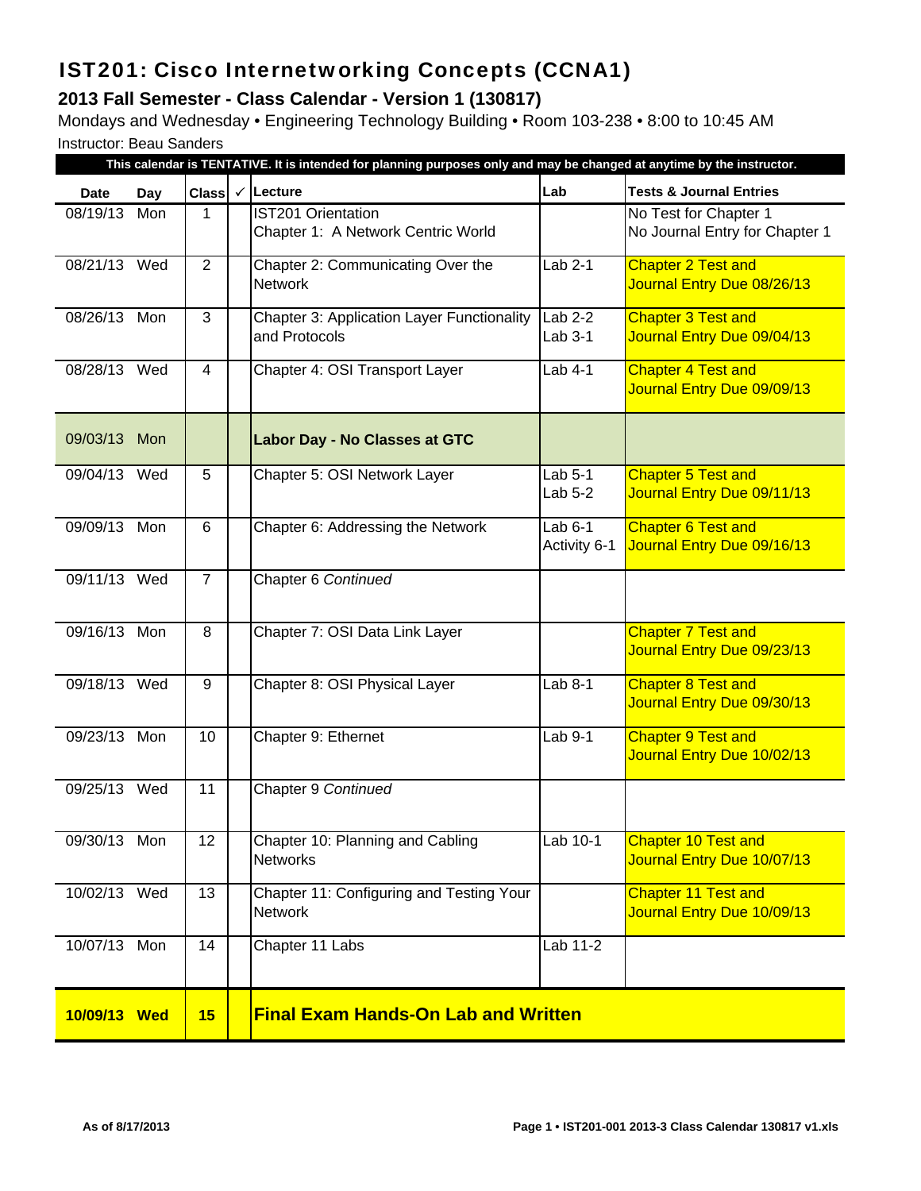# IST201: Cisco Internetworking Concepts (CCNA1)

## 2013 Fall Semester - Class Calendar - Version 1 (130817)

Mondays and Wednesday • Engineering Technology Building • Room 103-238 • 8:00 to 10:45 AM

Instructor: Beau Sanders

**This calendar is TENTATIVE. It is intended for planning purposes only and may be changed at anytime by the instructor.**

| Date | Day | Class | ✓ | Lecture | Lab | Tests & Journal Entries |
|---|---|---|---|---|---|---|
| 08/19/13 | Mon | 1 | | IST201 Orientation<br>Chapter 1: A Network Centric World | | No Test for Chapter 1<br>No Journal Entry for Chapter 1 |
| 08/21/13 | Wed | 2 | | Chapter 2: Communicating Over the Network | Lab 2-1 | Chapter 2 Test and Journal Entry Due 08/26/13 |
| 08/26/13 | Mon | 3 | | Chapter 3: Application Layer Functionality and Protocols | Lab 2-2<br>Lab 3-1 | Chapter 3 Test and Journal Entry Due 09/04/13 |
| 08/28/13 | Wed | 4 | | Chapter 4: OSI Transport Layer | Lab 4-1 | Chapter 4 Test and Journal Entry Due 09/09/13 |
| 09/03/13 | Mon | | | **Labor Day - No Classes at GTC** | | |
| 09/04/13 | Wed | 5 | | Chapter 5: OSI Network Layer | Lab 5-1<br>Lab 5-2 | Chapter 5 Test and Journal Entry Due 09/11/13 |
| 09/09/13 | Mon | 6 | | Chapter 6: Addressing the Network | Lab 6-1<br>Activity 6-1 | Chapter 6 Test and Journal Entry Due 09/16/13 |
| 09/11/13 | Wed | 7 | | Chapter 6 *Continued* | | |
| 09/16/13 | Mon | 8 | | Chapter 7: OSI Data Link Layer | | Chapter 7 Test and Journal Entry Due 09/23/13 |
| 09/18/13 | Wed | 9 | | Chapter 8: OSI Physical Layer | Lab 8-1 | Chapter 8 Test and Journal Entry Due 09/30/13 |
| 09/23/13 | Mon | 10 | | Chapter 9: Ethernet | Lab 9-1 | Chapter 9 Test and Journal Entry Due 10/02/13 |
| 09/25/13 | Wed | 11 | | Chapter 9 *Continued* | | |
| 09/30/13 | Mon | 12 | | Chapter 10: Planning and Cabling Networks | Lab 10-1 | Chapter 10 Test and Journal Entry Due 10/07/13 |
| 10/02/13 | Wed | 13 | | Chapter 11: Configuring and Testing Your Network | | Chapter 11 Test and Journal Entry Due 10/09/13 |
| 10/07/13 | Mon | 14 | | Chapter 11 Labs | Lab 11-2 | |
| **10/09/13** | **Wed** | **15** | | **Final Exam Hands-On Lab and Written** | | |

**As of 8/17/2013**

**Page 1 • IST201-001 2013-3 Class Calendar 130817 v1.xls**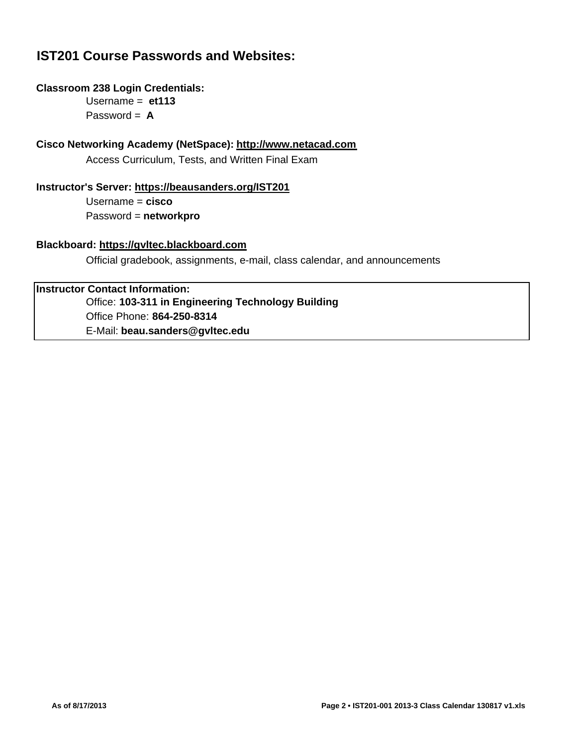# IST201 Course Passwords and Websites:

**Classroom 238 Login Credentials:**

Username = **et113**

Password = **A**

**Cisco Networking Academy (NetSpace): http://www.netacad.com**

Access Curriculum, Tests, and Written Final Exam

**Instructor's Server: https://beausanders.org/IST201**

Username = **cisco**

Password = **networkpro**

**Blackboard: https://gvltec.blackboard.com**

Official gradebook, assignments, e-mail, class calendar, and announcements

**Instructor Contact Information:**

Office: **103-311 in Engineering Technology Building**

Office Phone: **864-250-8314**

E-Mail: **beau.sanders@gvltec.edu**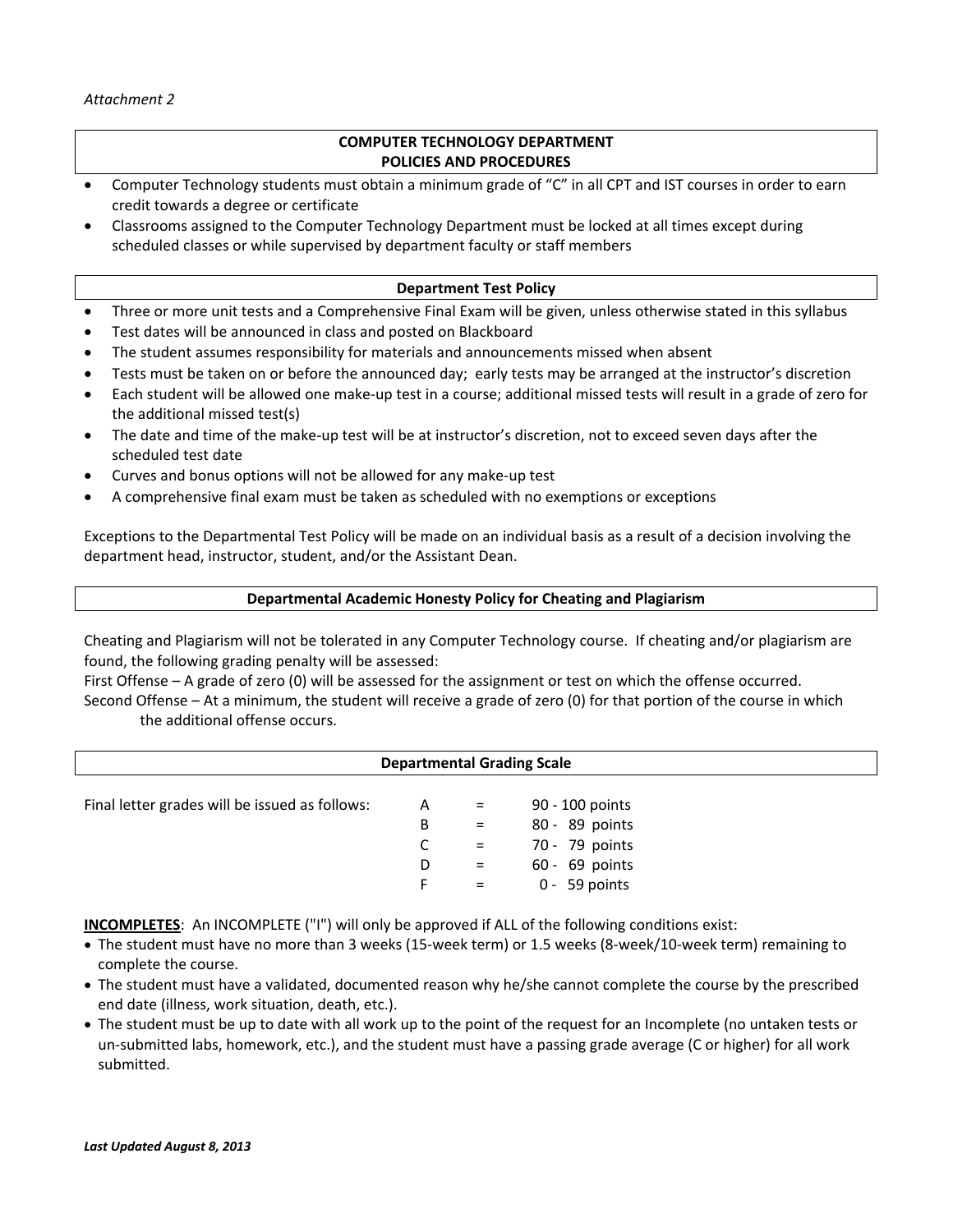*Attachment 2*

## COMPUTER TECHNOLOGY DEPARTMENT POLICIES AND PROCEDURES

- Computer Technology students must obtain a minimum grade of "C" in all CPT and IST courses in order to earn credit towards a degree or certificate
- Classrooms assigned to the Computer Technology Department must be locked at all times except during scheduled classes or while supervised by department faculty or staff members

### Department Test Policy

- Three or more unit tests and a Comprehensive Final Exam will be given, unless otherwise stated in this syllabus
- Test dates will be announced in class and posted on Blackboard
- The student assumes responsibility for materials and announcements missed when absent
- Tests must be taken on or before the announced day; early tests may be arranged at the instructor's discretion
- Each student will be allowed one make-up test in a course; additional missed tests will result in a grade of zero for the additional missed test(s)
- The date and time of the make-up test will be at instructor's discretion, not to exceed seven days after the scheduled test date
- Curves and bonus options will not be allowed for any make-up test
- A comprehensive final exam must be taken as scheduled with no exemptions or exceptions

Exceptions to the Departmental Test Policy will be made on an individual basis as a result of a decision involving the department head, instructor, student, and/or the Assistant Dean.

### Departmental Academic Honesty Policy for Cheating and Plagiarism

Cheating and Plagiarism will not be tolerated in any Computer Technology course. If cheating and/or plagiarism are found, the following grading penalty will be assessed:
First Offense – A grade of zero (0) will be assessed for the assignment or test on which the offense occurred.
Second Offense – At a minimum, the student will receive a grade of zero (0) for that portion of the course in which the additional offense occurs.

### Departmental Grading Scale

Final letter grades will be issued as follows:

| Grade | | Points |
|---|---|---|
| A | = | 90 - 100 points |
| B | = | 80 - 89 points |
| C | = | 70 - 79 points |
| D | = | 60 - 69 points |
| F | = | 0 - 59 points |

**INCOMPLETES**: An INCOMPLETE ("I") will only be approved if ALL of the following conditions exist:

- The student must have no more than 3 weeks (15-week term) or 1.5 weeks (8-week/10-week term) remaining to complete the course.
- The student must have a validated, documented reason why he/she cannot complete the course by the prescribed end date (illness, work situation, death, etc.).
- The student must be up to date with all work up to the point of the request for an Incomplete (no untaken tests or un-submitted labs, homework, etc.), and the student must have a passing grade average (C or higher) for all work submitted.

***Last Updated August 8, 2013***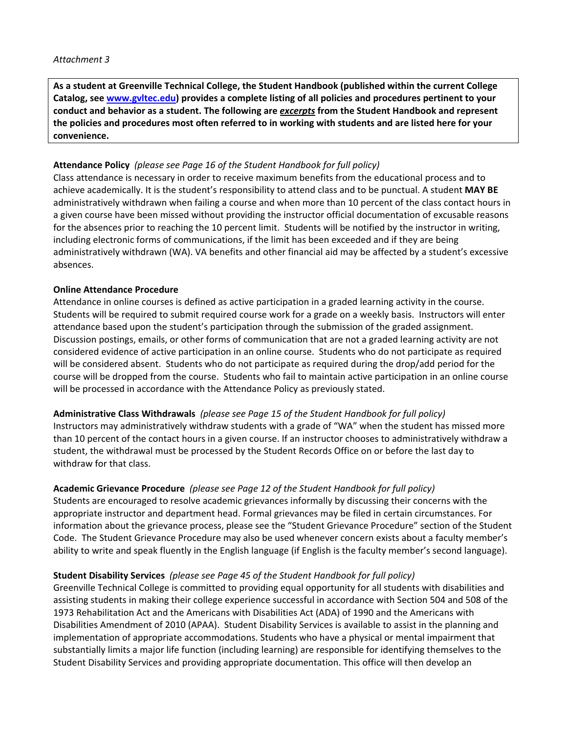*Attachment 3*

**As a student at Greenville Technical College, the Student Handbook (published within the current College Catalog, see [www.gvltec.edu](www.gvltec.edu)) provides a complete listing of all policies and procedures pertinent to your conduct and behavior as a student. The following are *excerpts* from the Student Handbook and represent the policies and procedures most often referred to in working with students and are listed here for your convenience.**

**Attendance Policy** *(please see Page 16 of the Student Handbook for full policy)*
Class attendance is necessary in order to receive maximum benefits from the educational process and to achieve academically. It is the student's responsibility to attend class and to be punctual. A student **MAY BE** administratively withdrawn when failing a course and when more than 10 percent of the class contact hours in a given course have been missed without providing the instructor official documentation of excusable reasons for the absences prior to reaching the 10 percent limit. Students will be notified by the instructor in writing, including electronic forms of communications, if the limit has been exceeded and if they are being administratively withdrawn (WA). VA benefits and other financial aid may be affected by a student's excessive absences.

**Online Attendance Procedure**
Attendance in online courses is defined as active participation in a graded learning activity in the course. Students will be required to submit required course work for a grade on a weekly basis. Instructors will enter attendance based upon the student's participation through the submission of the graded assignment. Discussion postings, emails, or other forms of communication that are not a graded learning activity are not considered evidence of active participation in an online course. Students who do not participate as required will be considered absent. Students who do not participate as required during the drop/add period for the course will be dropped from the course. Students who fail to maintain active participation in an online course will be processed in accordance with the Attendance Policy as previously stated.

**Administrative Class Withdrawals** *(please see Page 15 of the Student Handbook for full policy)*
Instructors may administratively withdraw students with a grade of "WA" when the student has missed more than 10 percent of the contact hours in a given course. If an instructor chooses to administratively withdraw a student, the withdrawal must be processed by the Student Records Office on or before the last day to withdraw for that class.

**Academic Grievance Procedure** *(please see Page 12 of the Student Handbook for full policy)*
Students are encouraged to resolve academic grievances informally by discussing their concerns with the appropriate instructor and department head. Formal grievances may be filed in certain circumstances. For information about the grievance process, please see the "Student Grievance Procedure" section of the Student Code. The Student Grievance Procedure may also be used whenever concern exists about a faculty member's ability to write and speak fluently in the English language (if English is the faculty member's second language).

**Student Disability Services** *(please see Page 45 of the Student Handbook for full policy)*
Greenville Technical College is committed to providing equal opportunity for all students with disabilities and assisting students in making their college experience successful in accordance with Section 504 and 508 of the 1973 Rehabilitation Act and the Americans with Disabilities Act (ADA) of 1990 and the Americans with Disabilities Amendment of 2010 (APAA). Student Disability Services is available to assist in the planning and implementation of appropriate accommodations. Students who have a physical or mental impairment that substantially limits a major life function (including learning) are responsible for identifying themselves to the Student Disability Services and providing appropriate documentation. This office will then develop an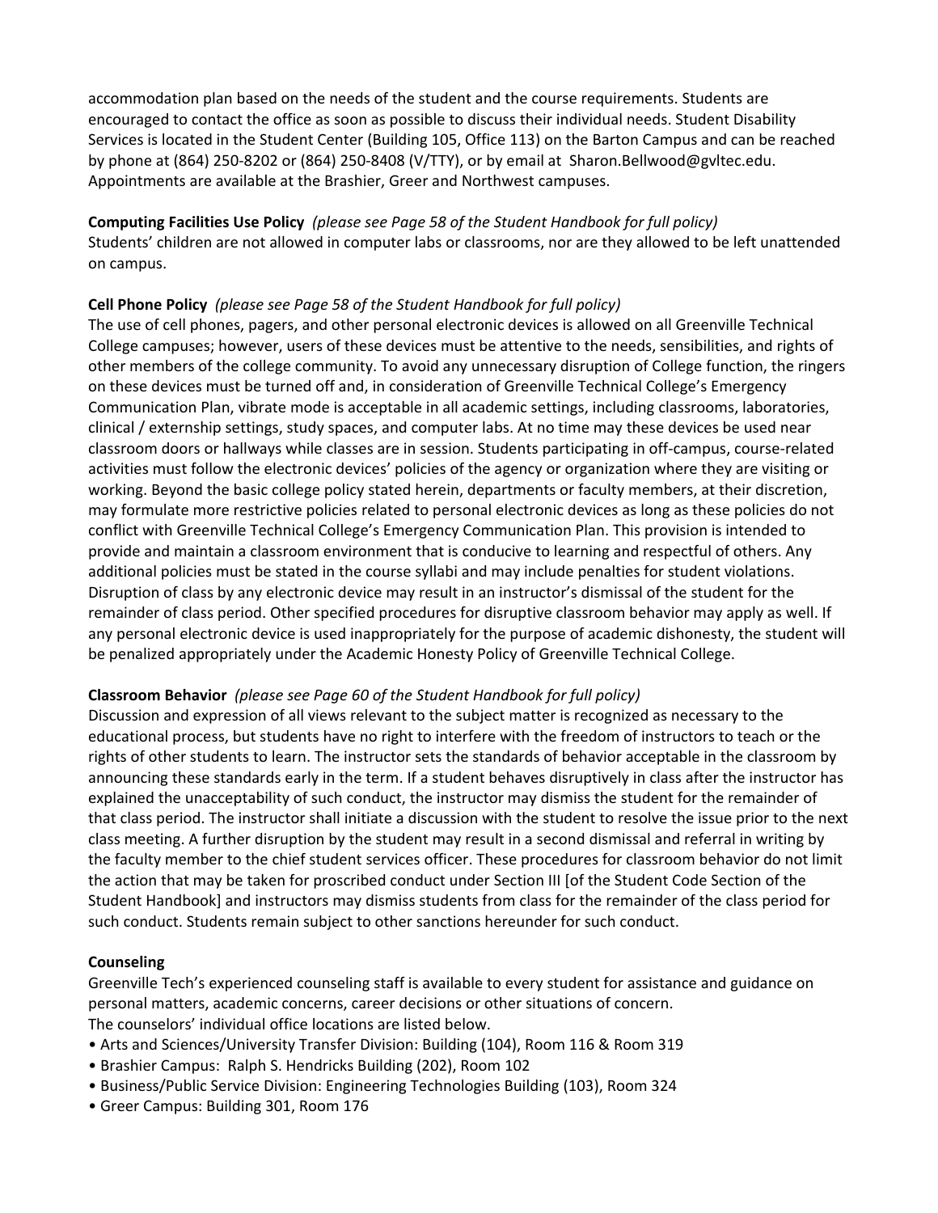accommodation plan based on the needs of the student and the course requirements. Students are encouraged to contact the office as soon as possible to discuss their individual needs. Student Disability Services is located in the Student Center (Building 105, Office 113) on the Barton Campus and can be reached by phone at (864) 250-8202 or (864) 250-8408 (V/TTY), or by email at Sharon.Bellwood@gvltec.edu. Appointments are available at the Brashier, Greer and Northwest campuses.

**Computing Facilities Use Policy** *(please see Page 58 of the Student Handbook for full policy)*
Students' children are not allowed in computer labs or classrooms, nor are they allowed to be left unattended on campus.

**Cell Phone Policy** *(please see Page 58 of the Student Handbook for full policy)*
The use of cell phones, pagers, and other personal electronic devices is allowed on all Greenville Technical College campuses; however, users of these devices must be attentive to the needs, sensibilities, and rights of other members of the college community. To avoid any unnecessary disruption of College function, the ringers on these devices must be turned off and, in consideration of Greenville Technical College's Emergency Communication Plan, vibrate mode is acceptable in all academic settings, including classrooms, laboratories, clinical / externship settings, study spaces, and computer labs. At no time may these devices be used near classroom doors or hallways while classes are in session. Students participating in off-campus, course-related activities must follow the electronic devices' policies of the agency or organization where they are visiting or working. Beyond the basic college policy stated herein, departments or faculty members, at their discretion, may formulate more restrictive policies related to personal electronic devices as long as these policies do not conflict with Greenville Technical College's Emergency Communication Plan. This provision is intended to provide and maintain a classroom environment that is conducive to learning and respectful of others. Any additional policies must be stated in the course syllabi and may include penalties for student violations. Disruption of class by any electronic device may result in an instructor's dismissal of the student for the remainder of class period. Other specified procedures for disruptive classroom behavior may apply as well. If any personal electronic device is used inappropriately for the purpose of academic dishonesty, the student will be penalized appropriately under the Academic Honesty Policy of Greenville Technical College.

**Classroom Behavior** *(please see Page 60 of the Student Handbook for full policy)*
Discussion and expression of all views relevant to the subject matter is recognized as necessary to the educational process, but students have no right to interfere with the freedom of instructors to teach or the rights of other students to learn. The instructor sets the standards of behavior acceptable in the classroom by announcing these standards early in the term. If a student behaves disruptively in class after the instructor has explained the unacceptability of such conduct, the instructor may dismiss the student for the remainder of that class period. The instructor shall initiate a discussion with the student to resolve the issue prior to the next class meeting. A further disruption by the student may result in a second dismissal and referral in writing by the faculty member to the chief student services officer. These procedures for classroom behavior do not limit the action that may be taken for proscribed conduct under Section III [of the Student Code Section of the Student Handbook] and instructors may dismiss students from class for the remainder of the class period for such conduct. Students remain subject to other sanctions hereunder for such conduct.

**Counseling**
Greenville Tech's experienced counseling staff is available to every student for assistance and guidance on personal matters, academic concerns, career decisions or other situations of concern.
The counselors' individual office locations are listed below.

- Arts and Sciences/University Transfer Division: Building (104), Room 116 & Room 319
- Brashier Campus: Ralph S. Hendricks Building (202), Room 102
- Business/Public Service Division: Engineering Technologies Building (103), Room 324
- Greer Campus: Building 301, Room 176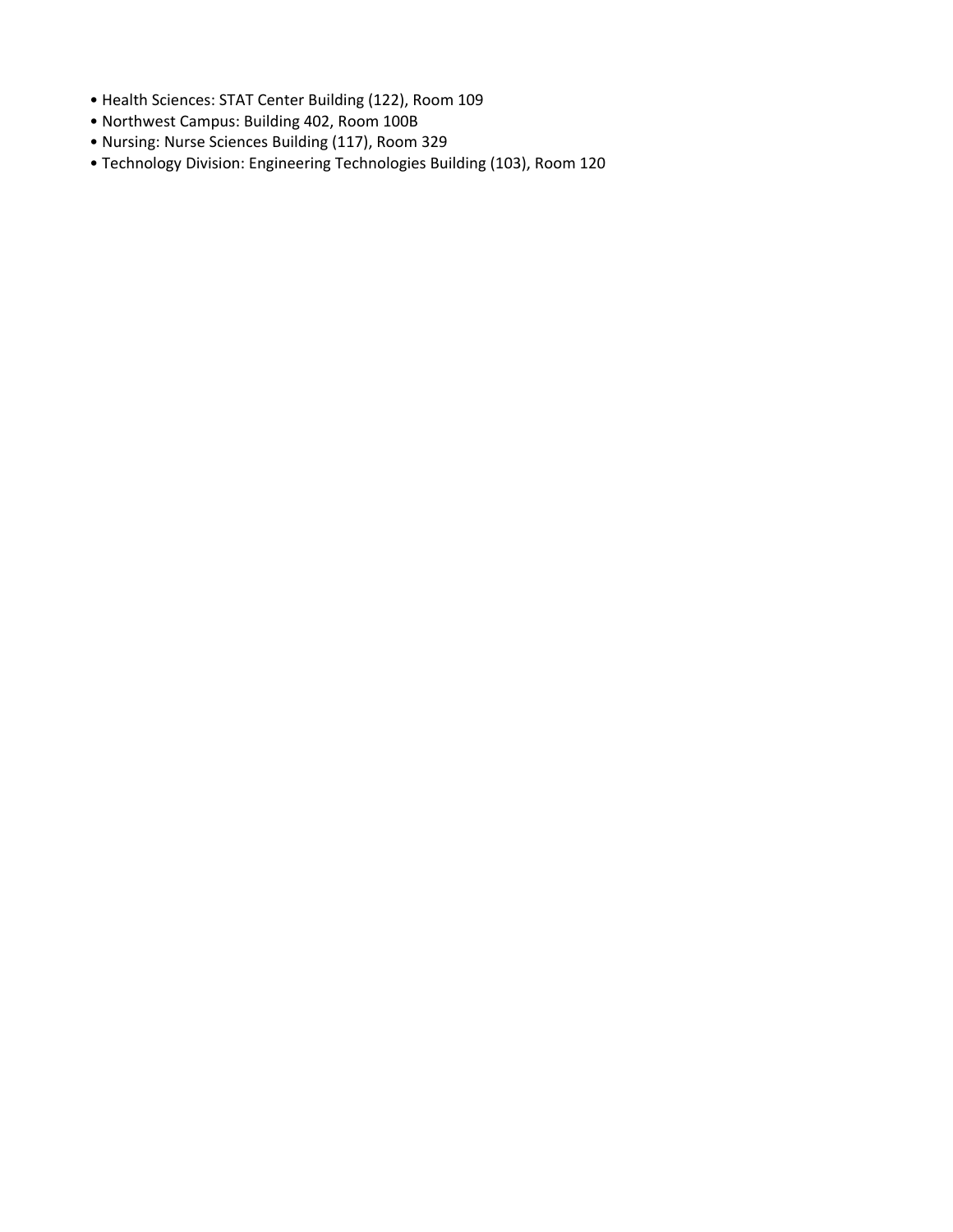- Health Sciences: STAT Center Building (122), Room 109
- Northwest Campus: Building 402, Room 100B
- Nursing: Nurse Sciences Building (117), Room 329
- Technology Division: Engineering Technologies Building (103), Room 120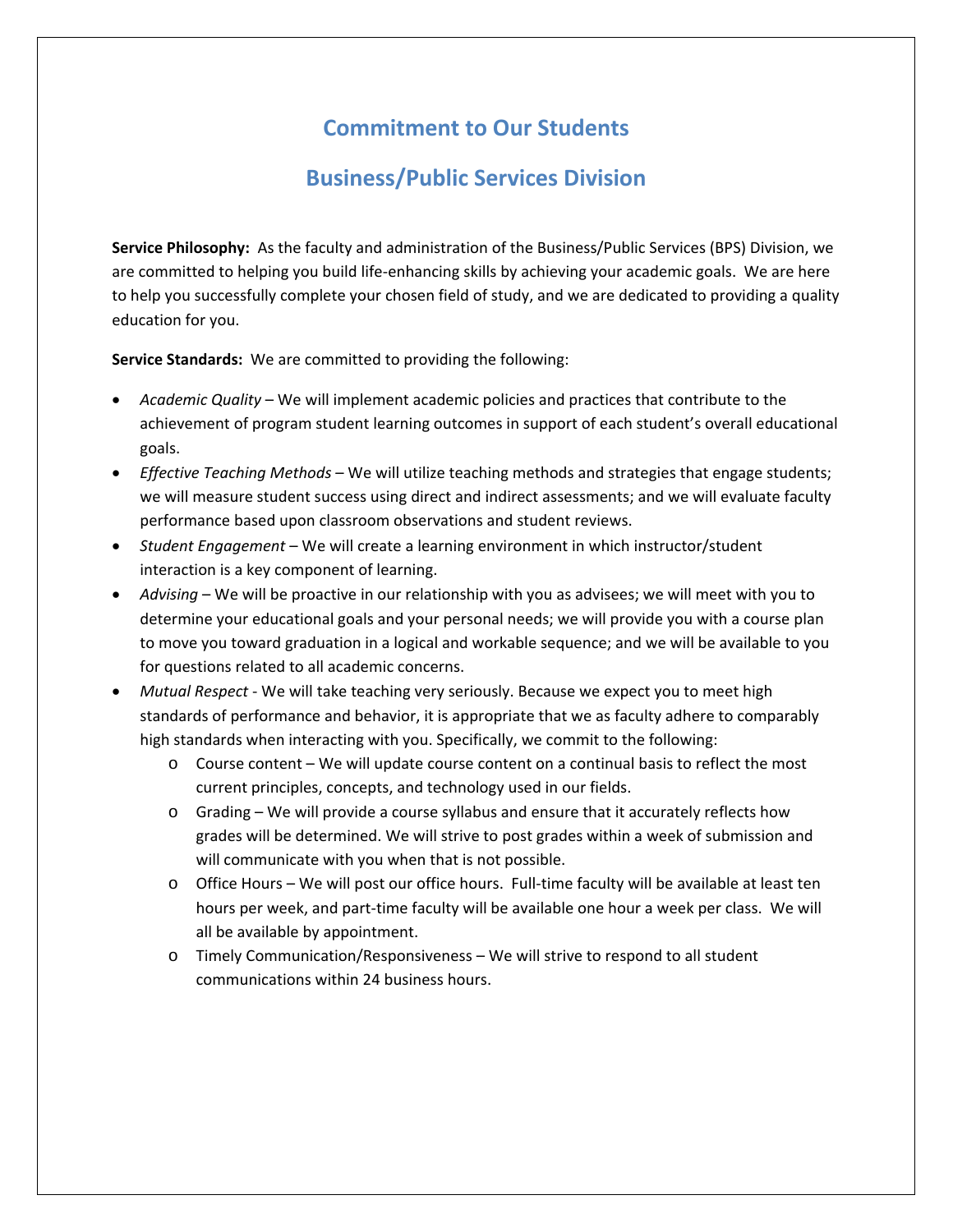# Commitment to Our Students

## Business/Public Services Division

**Service Philosophy:** As the faculty and administration of the Business/Public Services (BPS) Division, we are committed to helping you build life-enhancing skills by achieving your academic goals. We are here to help you successfully complete your chosen field of study, and we are dedicated to providing a quality education for you.

**Service Standards:** We are committed to providing the following:

- *Academic Quality* – We will implement academic policies and practices that contribute to the achievement of program student learning outcomes in support of each student's overall educational goals.
- *Effective Teaching Methods* – We will utilize teaching methods and strategies that engage students; we will measure student success using direct and indirect assessments; and we will evaluate faculty performance based upon classroom observations and student reviews.
- *Student Engagement* – We will create a learning environment in which instructor/student interaction is a key component of learning.
- *Advising* – We will be proactive in our relationship with you as advisees; we will meet with you to determine your educational goals and your personal needs; we will provide you with a course plan to move you toward graduation in a logical and workable sequence; and we will be available to you for questions related to all academic concerns.
- *Mutual Respect* - We will take teaching very seriously. Because we expect you to meet high standards of performance and behavior, it is appropriate that we as faculty adhere to comparably high standards when interacting with you. Specifically, we commit to the following:
  - Course content – We will update course content on a continual basis to reflect the most current principles, concepts, and technology used in our fields.
  - Grading – We will provide a course syllabus and ensure that it accurately reflects how grades will be determined. We will strive to post grades within a week of submission and will communicate with you when that is not possible.
  - Office Hours – We will post our office hours. Full-time faculty will be available at least ten hours per week, and part-time faculty will be available one hour a week per class. We will all be available by appointment.
  - Timely Communication/Responsiveness – We will strive to respond to all student communications within 24 business hours.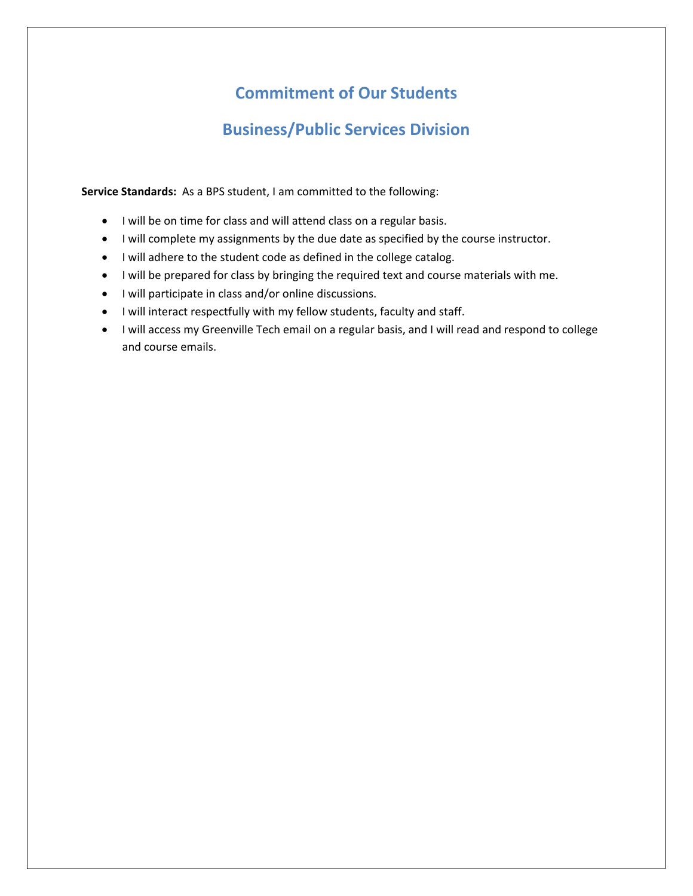# Commitment of Our Students

# Business/Public Services Division

**Service Standards:** As a BPS student, I am committed to the following:

- I will be on time for class and will attend class on a regular basis.
- I will complete my assignments by the due date as specified by the course instructor.
- I will adhere to the student code as defined in the college catalog.
- I will be prepared for class by bringing the required text and course materials with me.
- I will participate in class and/or online discussions.
- I will interact respectfully with my fellow students, faculty and staff.
- I will access my Greenville Tech email on a regular basis, and I will read and respond to college and course emails.